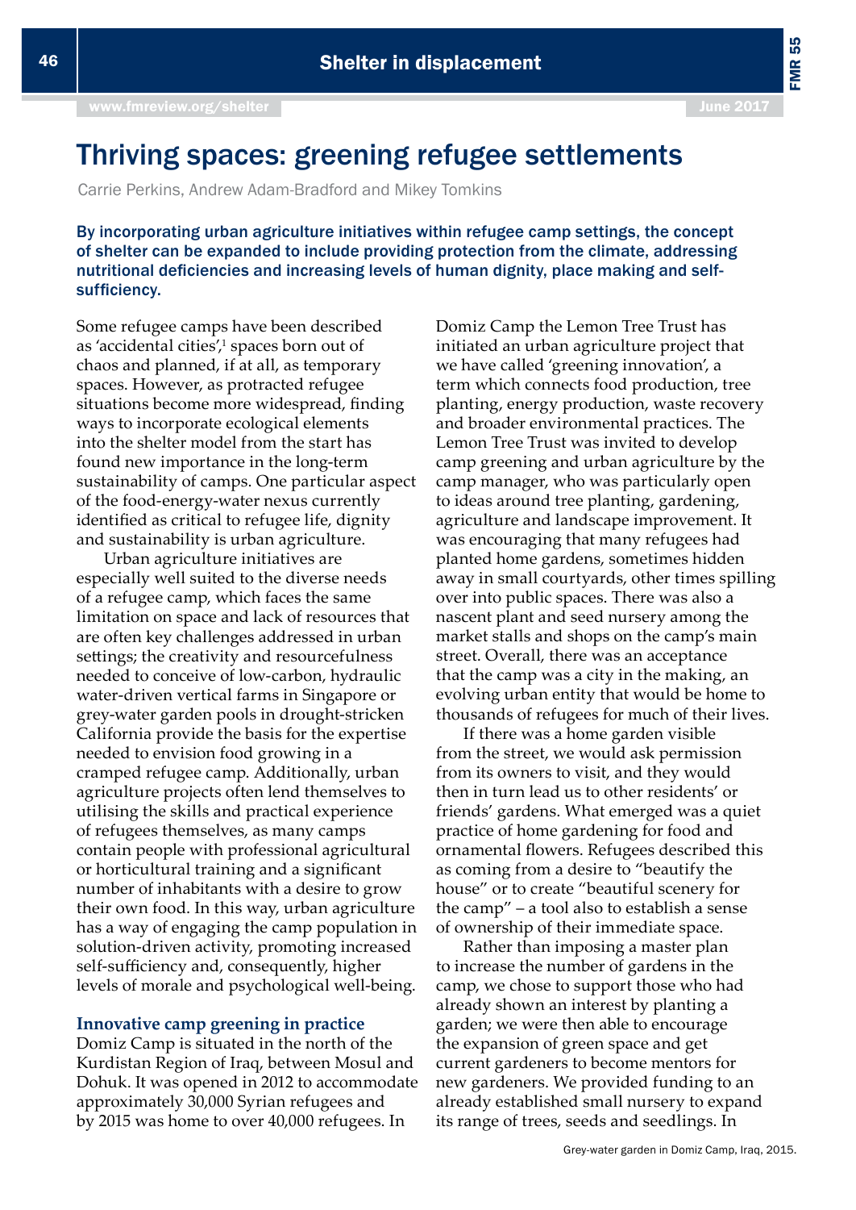# Thriving spaces: greening refugee settlements

Carrie Perkins, Andrew Adam-Bradford and Mikey Tomkins

**By incorporating urban agriculture initiatives within refugee camp settings, the concept of shelter can be expanded to include providing protection from the climate, addressing nutritional deficiencies and increasing levels of human dignity, place making and self-sufficiency.**

Some refugee camps have been described as 'accidental cities',[1] spaces born out of chaos and planned, if at all, as temporary spaces. However, as protracted refugee situations become more widespread, finding ways to incorporate ecological elements into the shelter model from the start has found new importance in the long-term sustainability of camps. One particular aspect of the food-energy-water nexus currently identified as critical to refugee life, dignity and sustainability is urban agriculture.

Urban agriculture initiatives are especially well suited to the diverse needs of a refugee camp, which faces the same limitation on space and lack of resources that are often key challenges addressed in urban settings; the creativity and resourcefulness needed to conceive of low-carbon, hydraulic water-driven vertical farms in Singapore or grey-water garden pools in drought-stricken California provide the basis for the expertise needed to envision food growing in a cramped refugee camp. Additionally, urban agriculture projects often lend themselves to utilising the skills and practical experience of refugees themselves, as many camps contain people with professional agricultural or horticultural training and a significant number of inhabitants with a desire to grow their own food. In this way, urban agriculture has a way of engaging the camp population in solution-driven activity, promoting increased self-sufficiency and, consequently, higher levels of morale and psychological well-being.

## Innovative camp greening in practice

Domiz Camp is situated in the north of the Kurdistan Region of Iraq, between Mosul and Dohuk. It was opened in 2012 to accommodate approximately 30,000 Syrian refugees and by 2015 was home to over 40,000 refugees. In Domiz Camp the Lemon Tree Trust has initiated an urban agriculture project that we have called 'greening innovation', a term which connects food production, tree planting, energy production, waste recovery and broader environmental practices. The Lemon Tree Trust was invited to develop camp greening and urban agriculture by the camp manager, who was particularly open to ideas around tree planting, gardening, agriculture and landscape improvement. It was encouraging that many refugees had planted home gardens, sometimes hidden away in small courtyards, other times spilling over into public spaces. There was also a nascent plant and seed nursery among the market stalls and shops on the camp's main street. Overall, there was an acceptance that the camp was a city in the making, an evolving urban entity that would be home to thousands of refugees for much of their lives.

If there was a home garden visible from the street, we would ask permission from its owners to visit, and they would then in turn lead us to other residents' or friends' gardens. What emerged was a quiet practice of home gardening for food and ornamental flowers. Refugees described this as coming from a desire to "beautify the house" or to create "beautiful scenery for the camp" – a tool also to establish a sense of ownership of their immediate space.

Rather than imposing a master plan to increase the number of gardens in the camp, we chose to support those who had already shown an interest by planting a garden; we were then able to encourage the expansion of green space and get current gardeners to become mentors for new gardeners. We provided funding to an already established small nursery to expand its range of trees, seeds and seedlings. In

Grey-water garden in Domiz Camp, Iraq, 2015.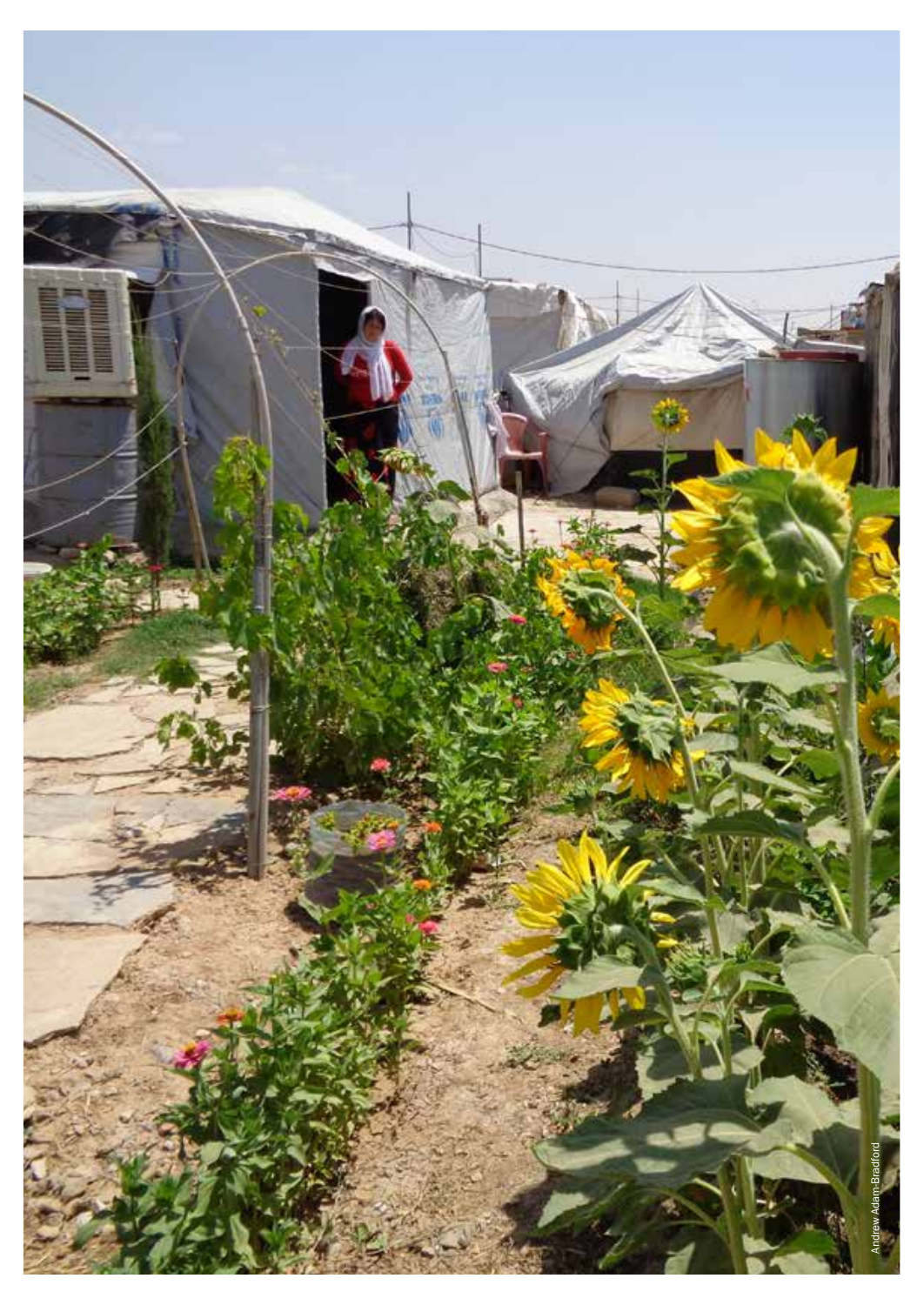Andrew Adam-Bradford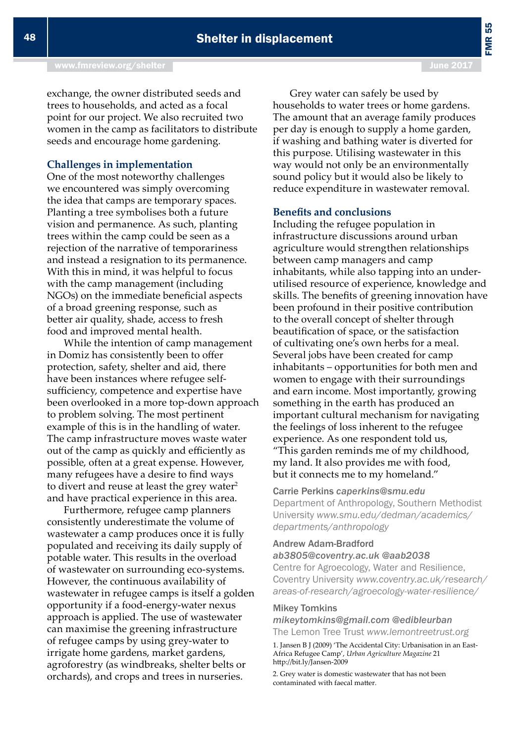exchange, the owner distributed seeds and trees to households, and acted as a focal point for our project. We also recruited two women in the camp as facilitators to distribute seeds and encourage home gardening.

## Challenges in implementation

One of the most noteworthy challenges we encountered was simply overcoming the idea that camps are temporary spaces. Planting a tree symbolises both a future vision and permanence. As such, planting trees within the camp could be seen as a rejection of the narrative of temporariness and instead a resignation to its permanence. With this in mind, it was helpful to focus with the camp management (including NGOs) on the immediate beneficial aspects of a broad greening response, such as better air quality, shade, access to fresh food and improved mental health.

While the intention of camp management in Domiz has consistently been to offer protection, safety, shelter and aid, there have been instances where refugee self-sufficiency, competence and expertise have been overlooked in a more top-down approach to problem solving. The most pertinent example of this is in the handling of water. The camp infrastructure moves waste water out of the camp as quickly and efficiently as possible, often at a great expense. However, many refugees have a desire to find ways to divert and reuse at least the grey water[2] and have practical experience in this area.

Furthermore, refugee camp planners consistently underestimate the volume of wastewater a camp produces once it is fully populated and receiving its daily supply of potable water. This results in the overload of wastewater on surrounding eco-systems. However, the continuous availability of wastewater in refugee camps is itself a golden opportunity if a food-energy-water nexus approach is applied. The use of wastewater can maximise the greening infrastructure of refugee camps by using grey-water to irrigate home gardens, market gardens, agroforestry (as windbreaks, shelter belts or orchards), and crops and trees in nurseries.

Grey water can safely be used by households to water trees or home gardens. The amount that an average family produces per day is enough to supply a home garden, if washing and bathing water is diverted for this purpose. Utilising wastewater in this way would not only be an environmentally sound policy but it would also be likely to reduce expenditure in wastewater removal.

## Benefits and conclusions

Including the refugee population in infrastructure discussions around urban agriculture would strengthen relationships between camp managers and camp inhabitants, while also tapping into an under-utilised resource of experience, knowledge and skills. The benefits of greening innovation have been profound in their positive contribution to the overall concept of shelter through beautification of space, or the satisfaction of cultivating one's own herbs for a meal. Several jobs have been created for camp inhabitants – opportunities for both men and women to engage with their surroundings and earn income. Most importantly, growing something in the earth has produced an important cultural mechanism for navigating the feelings of loss inherent to the refugee experience. As one respondent told us, "This garden reminds me of my childhood, my land. It also provides me with food, but it connects me to my homeland."

Carrie Perkins *caperkins@smu.edu*
Department of Anthropology, Southern Methodist University *www.smu.edu/dedman/academics/departments/anthropology*

Andrew Adam-Bradford
*ab3805@coventry.ac.uk @aab2038*
Centre for Agroecology, Water and Resilience, Coventry University *www.coventry.ac.uk/research/areas-of-research/agroecology-water-resilience/*

Mikey Tomkins
*mikeytomkins@gmail.com @edibleurban*
The Lemon Tree Trust *www.lemontreetrust.org*

1. Jansen B J (2009) 'The Accidental City: Urbanisation in an East-Africa Refugee Camp', *Urban Agriculture Magazine* 21 http://bit.ly/Jansen-2009

2. Grey water is domestic wastewater that has not been contaminated with faecal matter.